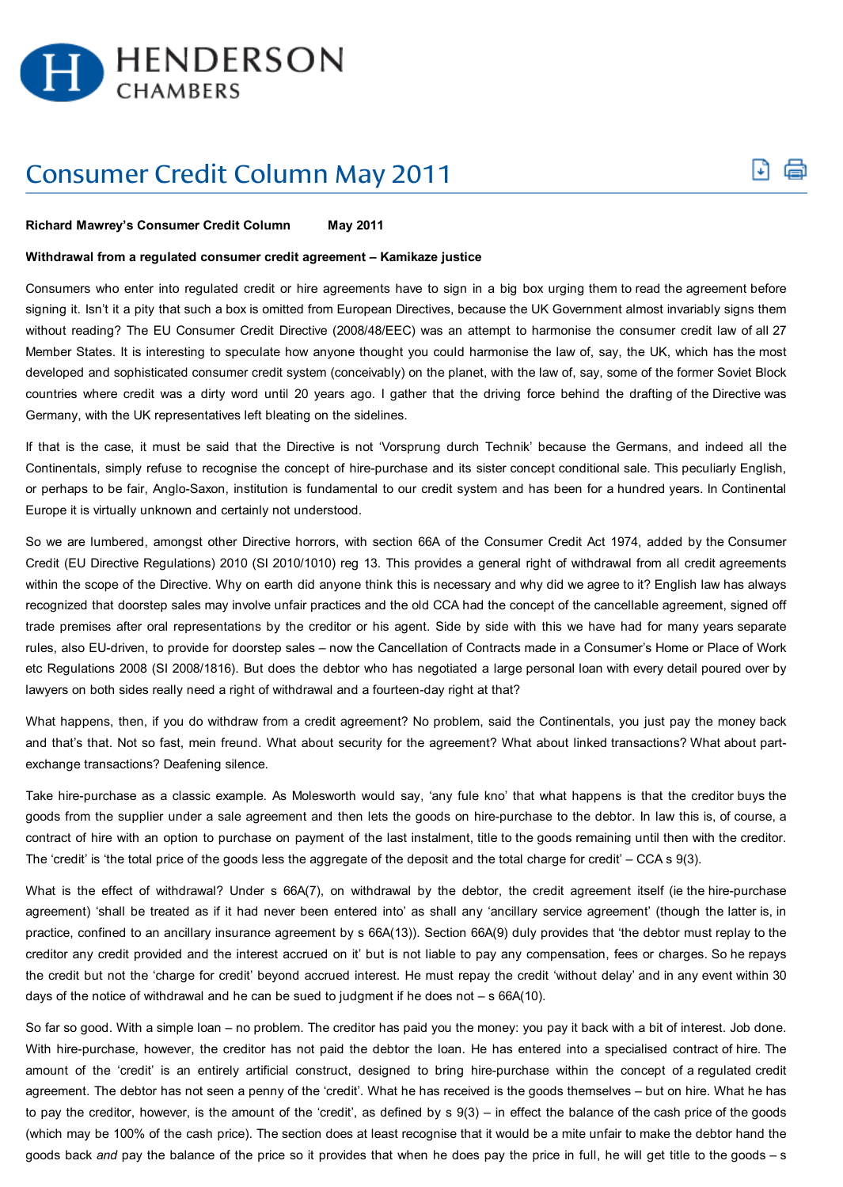# Consumer Credit Column May 2011

**Richard Mawrey's Consumer Credit Column May 2011**

**Withdrawal from a regulated consumer credit agreement – Kamikaze justice**

Consumers who enter into regulated credit or hire agreements have to sign in a big box urging them to read the agreement before signing it. Isn't it a pity that such a box is omitted from European Directives, because the UK Government almost invariably signs them without reading? The EU Consumer Credit Directive (2008/48/EEC) was an attempt to harmonise the consumer credit law of all 27 Member States. It is interesting to speculate how anyone thought you could harmonise the law of, say, the UK, which has the most developed and sophisticated consumer credit system (conceivably) on the planet, with the law of, say, some of the former Soviet Block countries where credit was a dirty word until 20 years ago. I gather that the driving force behind the drafting of the Directive was Germany, with the UK representatives left bleating on the sidelines.

If that is the case, it must be said that the Directive is not 'Vorsprung durch Technik' because the Germans, and indeed all the Continentals, simply refuse to recognise the concept of hire-purchase and its sister concept conditional sale. This peculiarly English, or perhaps to be fair, Anglo-Saxon, institution is fundamental to our credit system and has been for a hundred years. In Continental Europe it is virtually unknown and certainly not understood.

So we are lumbered, amongst other Directive horrors, with section 66A of the Consumer Credit Act 1974, added by the Consumer Credit (EU Directive Regulations) 2010 (SI 2010/1010) reg 13. This provides a general right of withdrawal from all credit agreements within the scope of the Directive. Why on earth did anyone think this is necessary and why did we agree to it? English law has always recognized that doorstep sales may involve unfair practices and the old CCA had the concept of the cancellable agreement, signed off trade premises after oral representations by the creditor or his agent. Side by side with this we have had for many years separate rules, also EU-driven, to provide for doorstep sales – now the Cancellation of Contracts made in a Consumer's Home or Place of Work etc Regulations 2008 (SI 2008/1816). But does the debtor who has negotiated a large personal loan with every detail poured over by lawyers on both sides really need a right of withdrawal and a fourteen-day right at that?

What happens, then, if you do withdraw from a credit agreement? No problem, said the Continentals, you just pay the money back and that's that. Not so fast, mein freund. What about security for the agreement? What about linked transactions? What about part-exchange transactions? Deafening silence.

Take hire-purchase as a classic example. As Molesworth would say, 'any fule kno' that what happens is that the creditor buys the goods from the supplier under a sale agreement and then lets the goods on hire-purchase to the debtor. In law this is, of course, a contract of hire with an option to purchase on payment of the last instalment, title to the goods remaining until then with the creditor. The 'credit' is 'the total price of the goods less the aggregate of the deposit and the total charge for credit' – CCA s 9(3).

What is the effect of withdrawal? Under s 66A(7), on withdrawal by the debtor, the credit agreement itself (ie the hire-purchase agreement) 'shall be treated as if it had never been entered into' as shall any 'ancillary service agreement' (though the latter is, in practice, confined to an ancillary insurance agreement by s 66A(13)). Section 66A(9) duly provides that 'the debtor must replay to the creditor any credit provided and the interest accrued on it' but is not liable to pay any compensation, fees or charges. So he repays the credit but not the 'charge for credit' beyond accrued interest. He must repay the credit 'without delay' and in any event within 30 days of the notice of withdrawal and he can be sued to judgment if he does not – s 66A(10).

So far so good. With a simple loan – no problem. The creditor has paid you the money: you pay it back with a bit of interest. Job done. With hire-purchase, however, the creditor has not paid the debtor the loan. He has entered into a specialised contract of hire. The amount of the 'credit' is an entirely artificial construct, designed to bring hire-purchase within the concept of a regulated credit agreement. The debtor has not seen a penny of the 'credit'. What he has received is the goods themselves – but on hire. What he has to pay the creditor, however, is the amount of the 'credit', as defined by s 9(3) – in effect the balance of the cash price of the goods (which may be 100% of the cash price). The section does at least recognise that it would be a mite unfair to make the debtor hand the goods back *and* pay the balance of the price so it provides that when he does pay the price in full, he will get title to the goods – s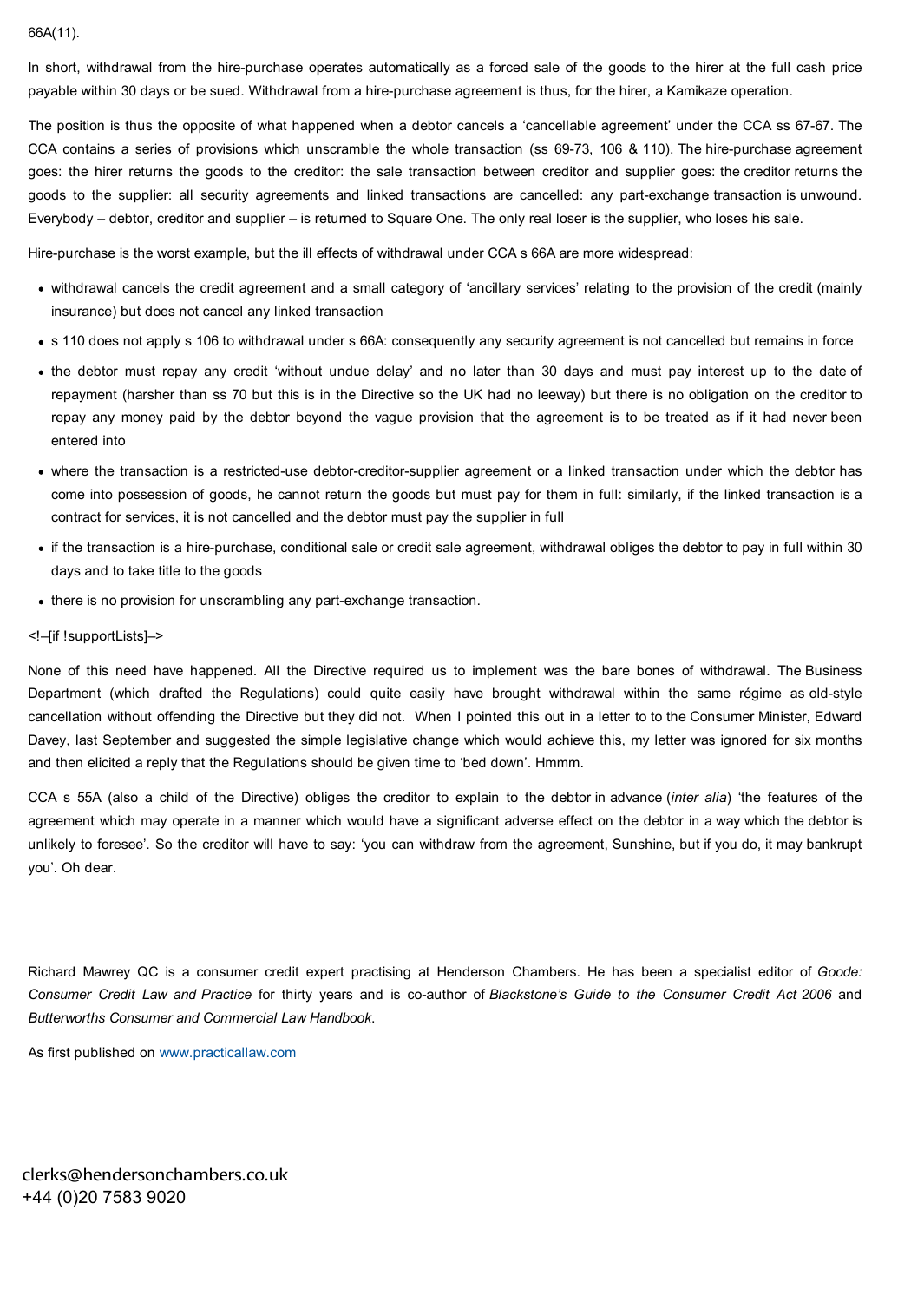66A(11).

In short, withdrawal from the hire-purchase operates automatically as a forced sale of the goods to the hirer at the full cash price payable within 30 days or be sued. Withdrawal from a hire-purchase agreement is thus, for the hirer, a Kamikaze operation.

The position is thus the opposite of what happened when a debtor cancels a 'cancellable agreement' under the CCA ss 67-67. The CCA contains a series of provisions which unscramble the whole transaction (ss 69-73, 106 & 110). The hire-purchase agreement goes: the hirer returns the goods to the creditor: the sale transaction between creditor and supplier goes: the creditor returns the goods to the supplier: all security agreements and linked transactions are cancelled: any part-exchange transaction is unwound. Everybody – debtor, creditor and supplier – is returned to Square One. The only real loser is the supplier, who loses his sale.

Hire-purchase is the worst example, but the ill effects of withdrawal under CCA s 66A are more widespread:

- withdrawal cancels the credit agreement and a small category of 'ancillary services' relating to the provision of the credit (mainly insurance) but does not cancel any linked transaction
- s 110 does not apply s 106 to withdrawal under s 66A: consequently any security agreement is not cancelled but remains in force
- the debtor must repay any credit 'without undue delay' and no later than 30 days and must pay interest up to the date of repayment (harsher than ss 70 but this is in the Directive so the UK had no leeway) but there is no obligation on the creditor to repay any money paid by the debtor beyond the vague provision that the agreement is to be treated as if it had never been entered into
- where the transaction is a restricted-use debtor-creditor-supplier agreement or a linked transaction under which the debtor has come into possession of goods, he cannot return the goods but must pay for them in full: similarly, if the linked transaction is a contract for services, it is not cancelled and the debtor must pay the supplier in full
- if the transaction is a hire-purchase, conditional sale or credit sale agreement, withdrawal obliges the debtor to pay in full within 30 days and to take title to the goods
- there is no provision for unscrambling any part-exchange transaction.

<!–[if !supportLists]–>

None of this need have happened. All the Directive required us to implement was the bare bones of withdrawal. The Business Department (which drafted the Regulations) could quite easily have brought withdrawal within the same régime as old-style cancellation without offending the Directive but they did not. When I pointed this out in a letter to to the Consumer Minister, Edward Davey, last September and suggested the simple legislative change which would achieve this, my letter was ignored for six months and then elicited a reply that the Regulations should be given time to 'bed down'. Hmmm.

CCA s 55A (also a child of the Directive) obliges the creditor to explain to the debtor in advance (*inter alia*) 'the features of the agreement which may operate in a manner which would have a significant adverse effect on the debtor in a way which the debtor is unlikely to foresee'. So the creditor will have to say: 'you can withdraw from the agreement, Sunshine, but if you do, it may bankrupt you'. Oh dear.

Richard Mawrey QC is a consumer credit expert practising at Henderson Chambers. He has been a specialist editor of *Goode: Consumer Credit Law and Practice* for thirty years and is co-author of *Blackstone's Guide to the Consumer Credit Act 2006* and *Butterworths Consumer and Commercial Law Handbook*.

As first published on www.practicallaw.com

clerks@hendersonchambers.co.uk
+44 (0)20 7583 9020